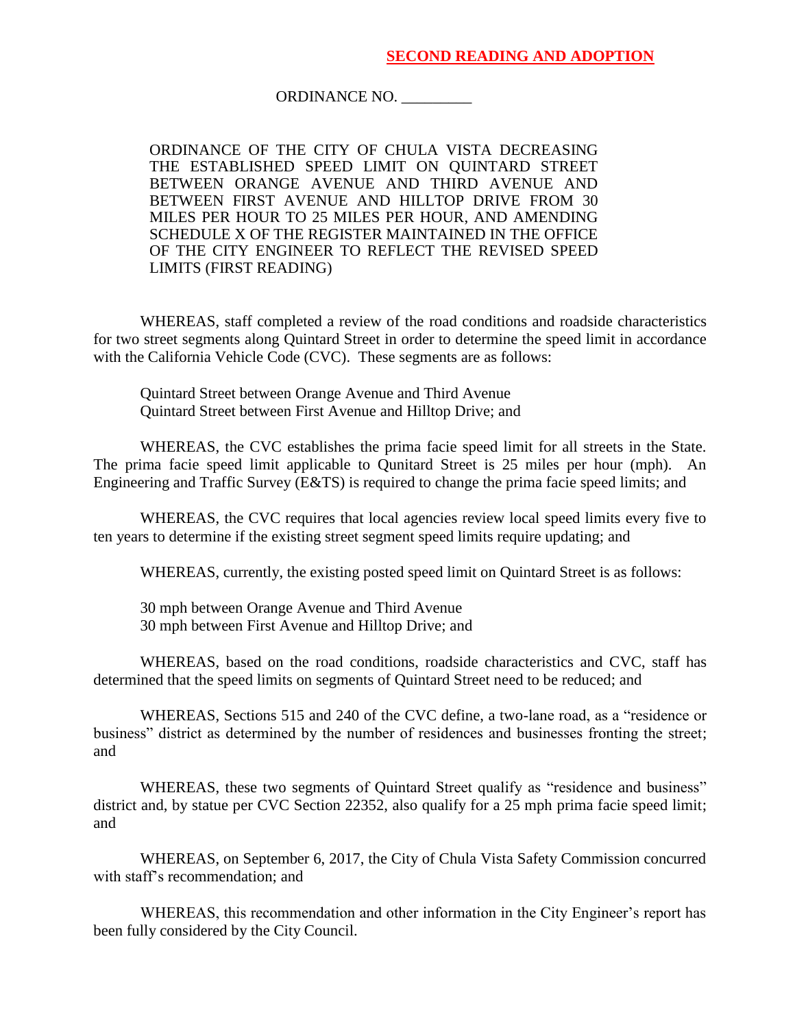**SECOND READING AND ADOPTION**

ORDINANCE NO. _________

ORDINANCE OF THE CITY OF CHULA VISTA DECREASING THE ESTABLISHED SPEED LIMIT ON QUINTARD STREET BETWEEN ORANGE AVENUE AND THIRD AVENUE AND BETWEEN FIRST AVENUE AND HILLTOP DRIVE FROM 30 MILES PER HOUR TO 25 MILES PER HOUR, AND AMENDING SCHEDULE X OF THE REGISTER MAINTAINED IN THE OFFICE OF THE CITY ENGINEER TO REFLECT THE REVISED SPEED LIMITS (FIRST READING)

WHEREAS, staff completed a review of the road conditions and roadside characteristics for two street segments along Quintard Street in order to determine the speed limit in accordance with the California Vehicle Code (CVC). These segments are as follows:

Quintard Street between Orange Avenue and Third Avenue
Quintard Street between First Avenue and Hilltop Drive; and

WHEREAS, the CVC establishes the prima facie speed limit for all streets in the State. The prima facie speed limit applicable to Qunitard Street is 25 miles per hour (mph). An Engineering and Traffic Survey (E&TS) is required to change the prima facie speed limits; and

WHEREAS, the CVC requires that local agencies review local speed limits every five to ten years to determine if the existing street segment speed limits require updating; and

WHEREAS, currently, the existing posted speed limit on Quintard Street is as follows:

30 mph between Orange Avenue and Third Avenue
30 mph between First Avenue and Hilltop Drive; and

WHEREAS, based on the road conditions, roadside characteristics and CVC, staff has determined that the speed limits on segments of Quintard Street need to be reduced; and

WHEREAS, Sections 515 and 240 of the CVC define, a two-lane road, as a "residence or business" district as determined by the number of residences and businesses fronting the street; and

WHEREAS, these two segments of Quintard Street qualify as "residence and business" district and, by statue per CVC Section 22352, also qualify for a 25 mph prima facie speed limit; and

WHEREAS, on September 6, 2017, the City of Chula Vista Safety Commission concurred with staff's recommendation; and

WHEREAS, this recommendation and other information in the City Engineer's report has been fully considered by the City Council.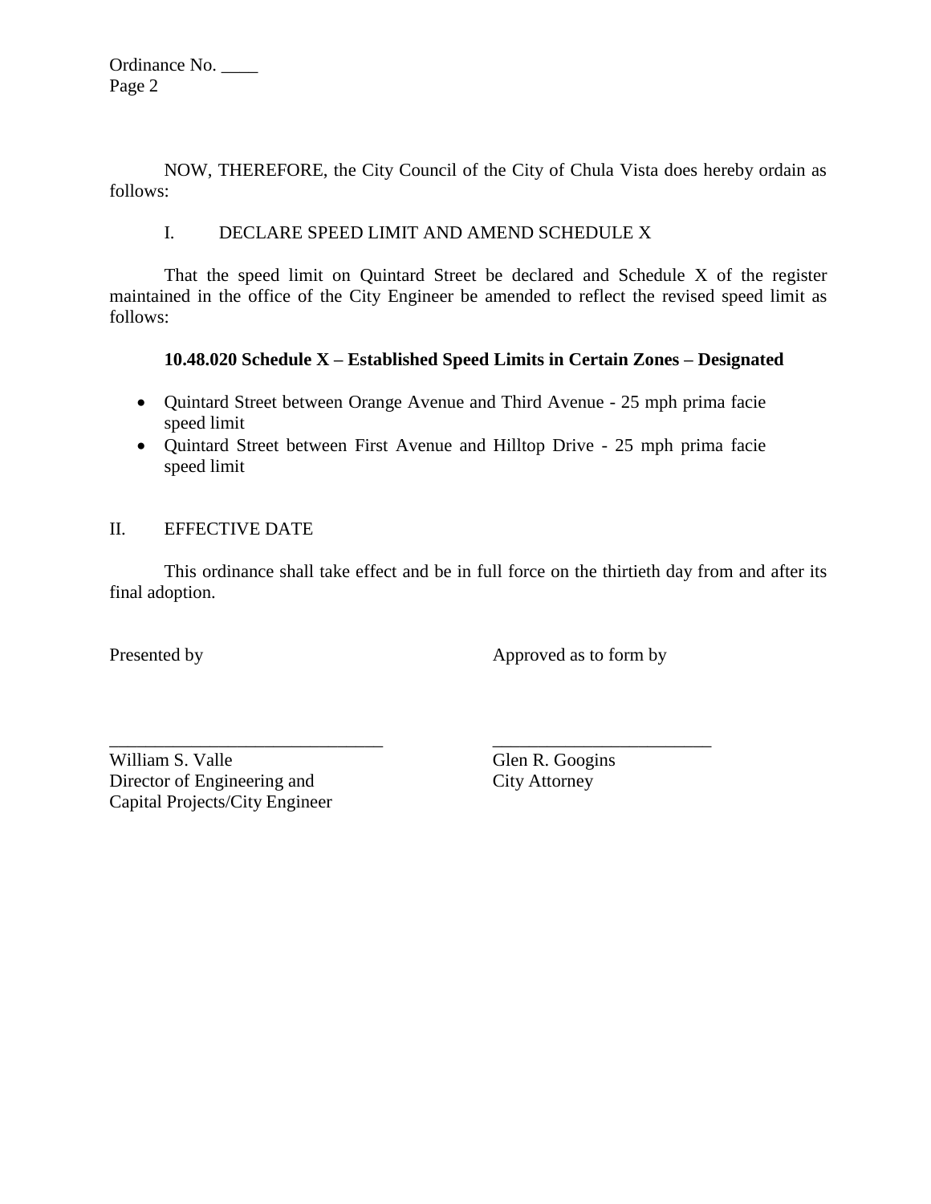NOW, THEREFORE, the City Council of the City of Chula Vista does hereby ordain as follows:

I. DECLARE SPEED LIMIT AND AMEND SCHEDULE X

That the speed limit on Quintard Street be declared and Schedule X of the register maintained in the office of the City Engineer be amended to reflect the revised speed limit as follows:

**10.48.020 Schedule X – Established Speed Limits in Certain Zones – Designated**

- Quintard Street between Orange Avenue and Third Avenue - 25 mph prima facie speed limit
- Quintard Street between First Avenue and Hilltop Drive - 25 mph prima facie speed limit

II. EFFECTIVE DATE

This ordinance shall take effect and be in full force on the thirtieth day from and after its final adoption.

Presented by

_______________________________

William S. Valle
Director of Engineering and
Capital Projects/City Engineer

Approved as to form by

_________________________

Glen R. Googins
City Attorney